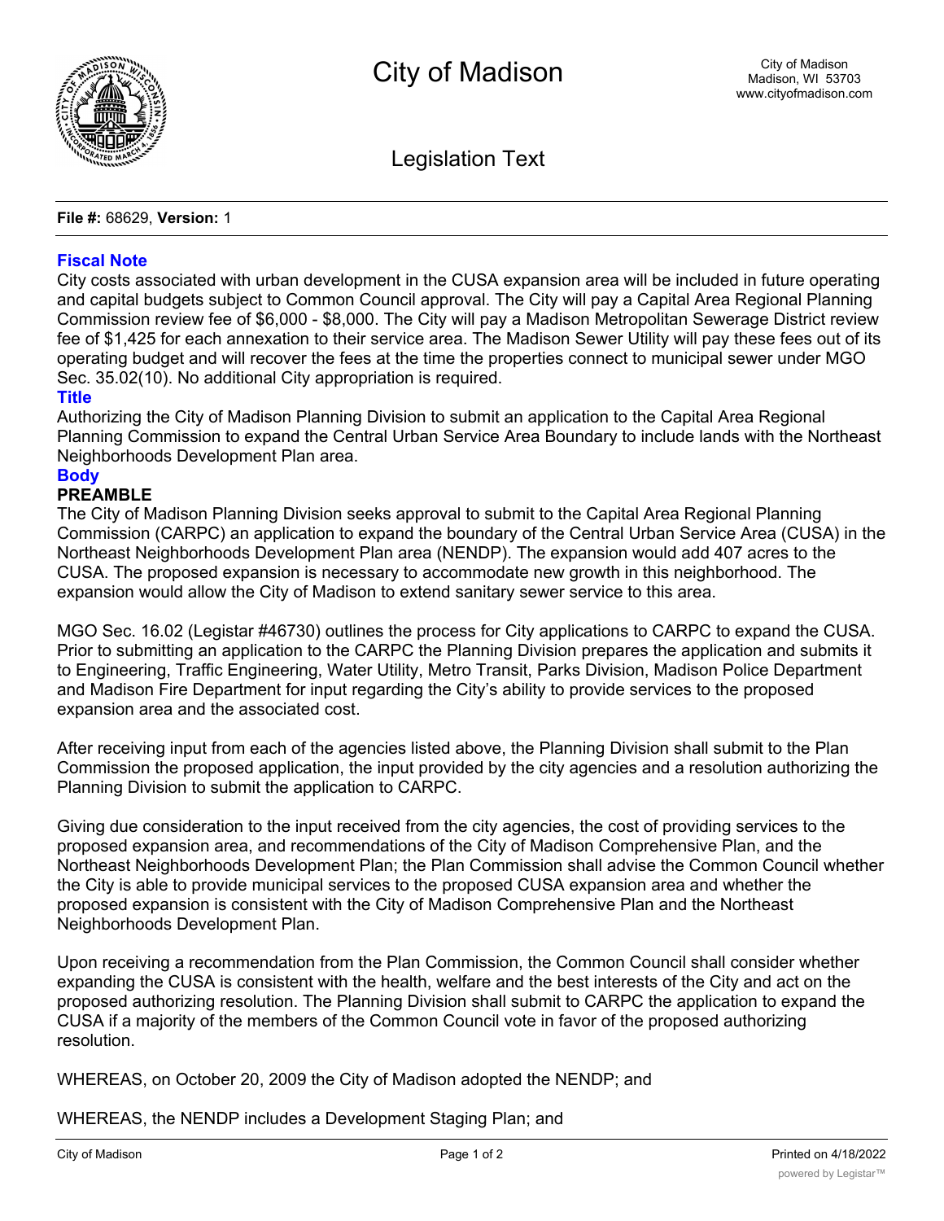# City of Madison

City of Madison
Madison, WI 53703
www.cityofmadison.com

## Legislation Text

**File #:** 68629, **Version:** 1

### Fiscal Note

City costs associated with urban development in the CUSA expansion area will be included in future operating and capital budgets subject to Common Council approval. The City will pay a Capital Area Regional Planning Commission review fee of $6,000 - $8,000. The City will pay a Madison Metropolitan Sewerage District review fee of $1,425 for each annexation to their service area. The Madison Sewer Utility will pay these fees out of its operating budget and will recover the fees at the time the properties connect to municipal sewer under MGO Sec. 35.02(10). No additional City appropriation is required.

### Title

Authorizing the City of Madison Planning Division to submit an application to the Capital Area Regional Planning Commission to expand the Central Urban Service Area Boundary to include lands with the Northeast Neighborhoods Development Plan area.

### Body

**PREAMBLE**

The City of Madison Planning Division seeks approval to submit to the Capital Area Regional Planning Commission (CARPC) an application to expand the boundary of the Central Urban Service Area (CUSA) in the Northeast Neighborhoods Development Plan area (NENDP). The expansion would add 407 acres to the CUSA. The proposed expansion is necessary to accommodate new growth in this neighborhood. The expansion would allow the City of Madison to extend sanitary sewer service to this area.

MGO Sec. 16.02 (Legistar #46730) outlines the process for City applications to CARPC to expand the CUSA. Prior to submitting an application to the CARPC the Planning Division prepares the application and submits it to Engineering, Traffic Engineering, Water Utility, Metro Transit, Parks Division, Madison Police Department and Madison Fire Department for input regarding the City's ability to provide services to the proposed expansion area and the associated cost.

After receiving input from each of the agencies listed above, the Planning Division shall submit to the Plan Commission the proposed application, the input provided by the city agencies and a resolution authorizing the Planning Division to submit the application to CARPC.

Giving due consideration to the input received from the city agencies, the cost of providing services to the proposed expansion area, and recommendations of the City of Madison Comprehensive Plan, and the Northeast Neighborhoods Development Plan; the Plan Commission shall advise the Common Council whether the City is able to provide municipal services to the proposed CUSA expansion area and whether the proposed expansion is consistent with the City of Madison Comprehensive Plan and the Northeast Neighborhoods Development Plan.

Upon receiving a recommendation from the Plan Commission, the Common Council shall consider whether expanding the CUSA is consistent with the health, welfare and the best interests of the City and act on the proposed authorizing resolution. The Planning Division shall submit to CARPC the application to expand the CUSA if a majority of the members of the Common Council vote in favor of the proposed authorizing resolution.

WHEREAS, on October 20, 2009 the City of Madison adopted the NENDP; and

WHEREAS, the NENDP includes a Development Staging Plan; and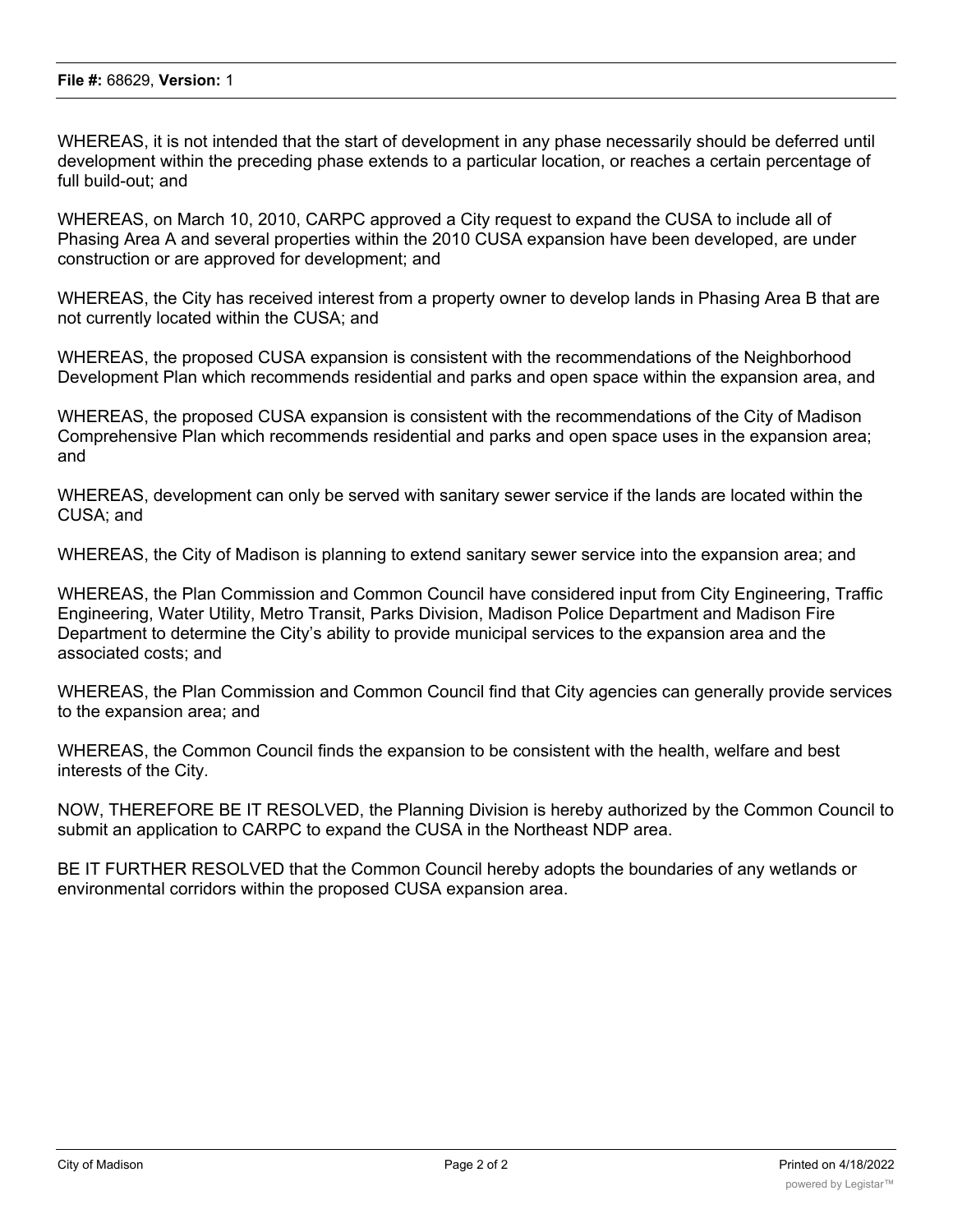WHEREAS, it is not intended that the start of development in any phase necessarily should be deferred until development within the preceding phase extends to a particular location, or reaches a certain percentage of full build-out; and

WHEREAS, on March 10, 2010, CARPC approved a City request to expand the CUSA to include all of Phasing Area A and several properties within the 2010 CUSA expansion have been developed, are under construction or are approved for development; and

WHEREAS, the City has received interest from a property owner to develop lands in Phasing Area B that are not currently located within the CUSA; and

WHEREAS, the proposed CUSA expansion is consistent with the recommendations of the Neighborhood Development Plan which recommends residential and parks and open space within the expansion area, and

WHEREAS, the proposed CUSA expansion is consistent with the recommendations of the City of Madison Comprehensive Plan which recommends residential and parks and open space uses in the expansion area; and

WHEREAS, development can only be served with sanitary sewer service if the lands are located within the CUSA; and

WHEREAS, the City of Madison is planning to extend sanitary sewer service into the expansion area; and

WHEREAS, the Plan Commission and Common Council have considered input from City Engineering, Traffic Engineering, Water Utility, Metro Transit, Parks Division, Madison Police Department and Madison Fire Department to determine the City's ability to provide municipal services to the expansion area and the associated costs; and

WHEREAS, the Plan Commission and Common Council find that City agencies can generally provide services to the expansion area; and

WHEREAS, the Common Council finds the expansion to be consistent with the health, welfare and best interests of the City.

NOW, THEREFORE BE IT RESOLVED, the Planning Division is hereby authorized by the Common Council to submit an application to CARPC to expand the CUSA in the Northeast NDP area.

BE IT FURTHER RESOLVED that the Common Council hereby adopts the boundaries of any wetlands or environmental corridors within the proposed CUSA expansion area.